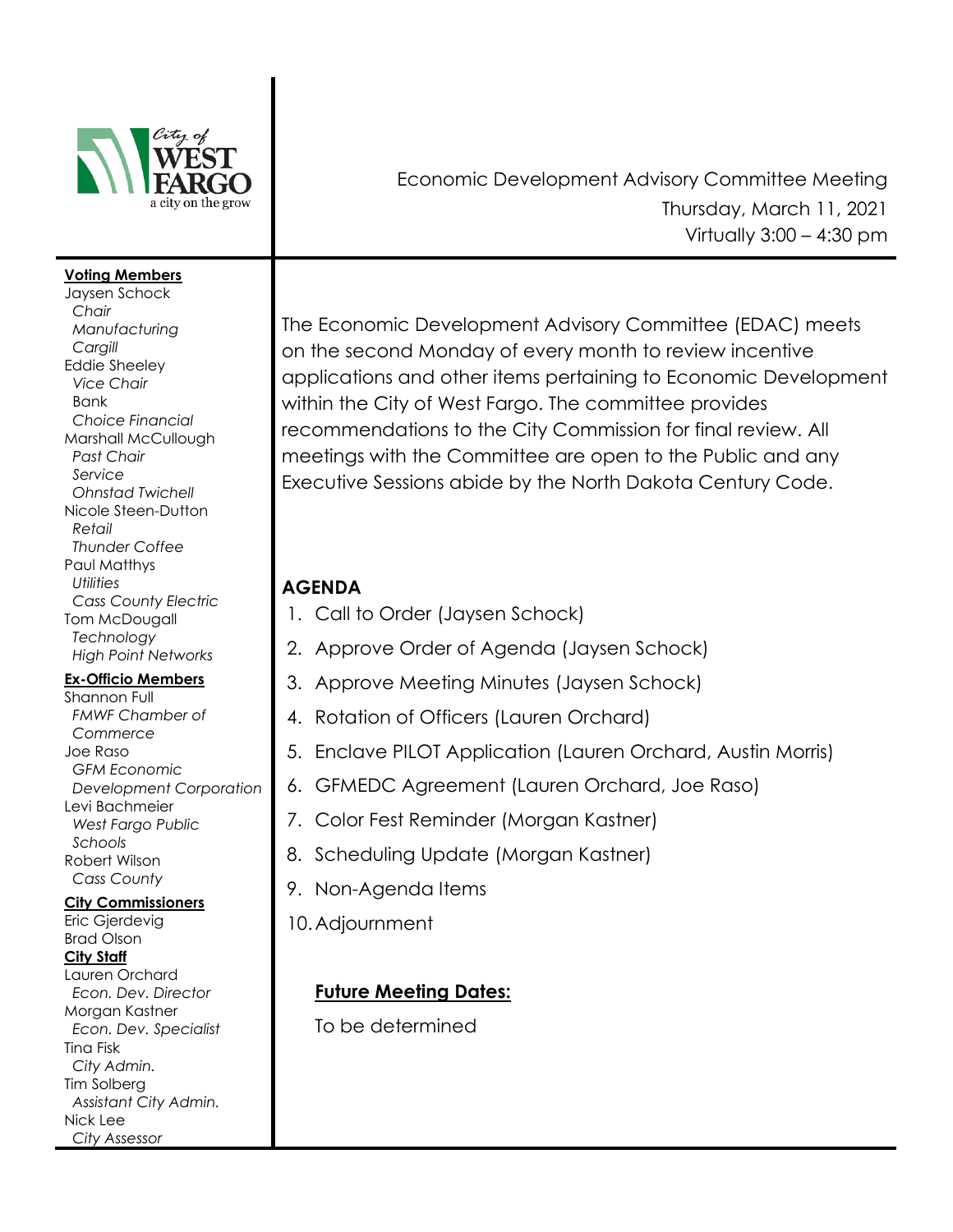City of WEST FARGO
a city on the grow

# Economic Development Advisory Committee Meeting

Thursday, March 11, 2021

Virtually 3:00 – 4:30 pm

**Voting Members**

Jaysen Schock
*Chair*
*Manufacturing*
*Cargill*

Eddie Sheeley
*Vice Chair*
*Bank*
*Choice Financial*

Marshall McCullough
*Past Chair*
*Service*
*Ohnstad Twichell*

Nicole Steen-Dutton
*Retail*
*Thunder Coffee*

Paul Matthys
*Utilities*
*Cass County Electric*

Tom McDougall
*Technology*
*High Point Networks*

**Ex-Officio Members**

Shannon Full
*FMWF Chamber of Commerce*

Joe Raso
*GFM Economic Development Corporation*

Levi Bachmeier
*West Fargo Public Schools*

Robert Wilson
*Cass County*

**City Commissioners**

Eric Gjerdevig

Brad Olson

**City Staff**

Lauren Orchard
*Econ. Dev. Director*

Morgan Kastner
*Econ. Dev. Specialist*

Tina Fisk
*City Admin.*

Tim Solberg
*Assistant City Admin.*

Nick Lee
*City Assessor*

The Economic Development Advisory Committee (EDAC) meets on the second Monday of every month to review incentive applications and other items pertaining to Economic Development within the City of West Fargo. The committee provides recommendations to the City Commission for final review. All meetings with the Committee are open to the Public and any Executive Sessions abide by the North Dakota Century Code.

## AGENDA

1. Call to Order (Jaysen Schock)
2. Approve Order of Agenda (Jaysen Schock)
3. Approve Meeting Minutes (Jaysen Schock)
4. Rotation of Officers (Lauren Orchard)
5. Enclave PILOT Application (Lauren Orchard, Austin Morris)
6. GFMEDC Agreement (Lauren Orchard, Joe Raso)
7. Color Fest Reminder (Morgan Kastner)
8. Scheduling Update (Morgan Kastner)
9. Non-Agenda Items
10. Adjournment

**Future Meeting Dates:**

To be determined